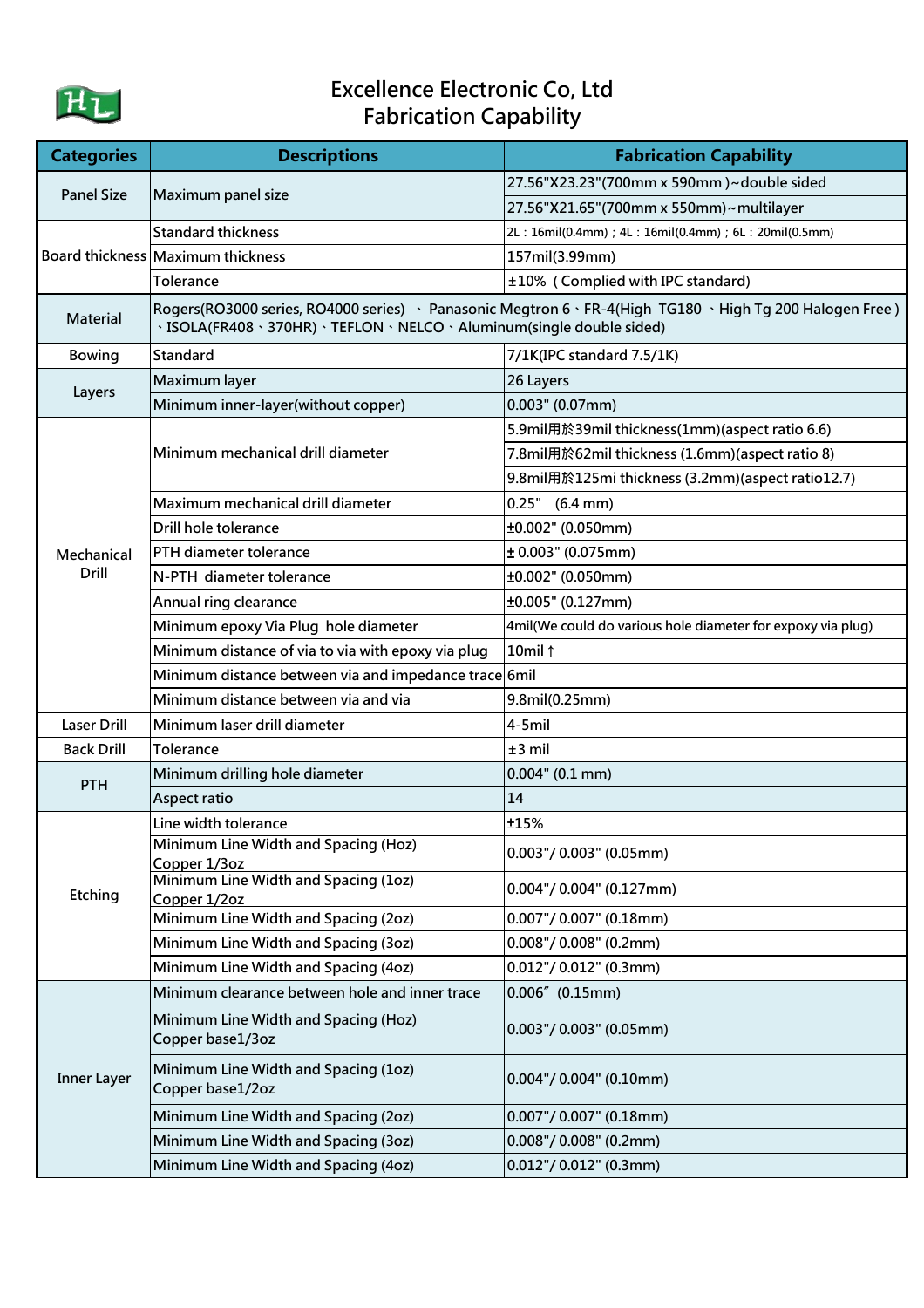# Excellence Electronic Co, Ltd
## Fabrication Capability

| Categories | Descriptions | Fabrication Capability |
|---|---|---|
| Panel Size | Maximum panel size | 27.56"X23.23"(700mm x 590mm )~double sided |
| | | 27.56"X21.65"(700mm x 550mm)~multilayer |
| Board thickness | Standard thickness | 2L：16mil(0.4mm)；4L：16mil(0.4mm)；6L：20mil(0.5mm) |
| | Maximum thickness | 157mil(3.99mm) |
| | Tolerance | ±10%（Complied with IPC standard) |
| Material | Rogers(RO3000 series, RO4000 series) 、 Panasonic Megtron 6、FR-4(High TG180 、High Tg 200 Halogen Free )、ISOLA(FR408、370HR)、TEFLON、NELCO、Aluminum(single double sided) | |
| Bowing | Standard | 7/1K(IPC standard 7.5/1K) |
| Layers | Maximum layer | 26 Layers |
| | Minimum inner-layer(without copper) | 0.003" (0.07mm) |
| Mechanical Drill | Minimum mechanical drill diameter | 5.9mil用於39mil thickness(1mm)(aspect ratio 6.6) |
| | | 7.8mil用於62mil thickness (1.6mm)(aspect ratio 8) |
| | | 9.8mil用於125mi thickness (3.2mm)(aspect ratio12.7) |
| | Maximum mechanical drill diameter | 0.25" (6.4 mm) |
| | Drill hole tolerance | ±0.002" (0.050mm) |
| | PTH diameter tolerance | ± 0.003" (0.075mm) |
| | N-PTH diameter tolerance | ±0.002" (0.050mm) |
| | Annual ring clearance | ±0.005" (0.127mm) |
| | Minimum epoxy Via Plug hole diameter | 4mil(We could do various hole diameter for expoxy via plug) |
| | Minimum distance of via to via with epoxy via plug | 10mil ↑ |
| | Minimum distance between via and impedance trace | 6mil |
| | Minimum distance between via and via | 9.8mil(0.25mm) |
| Laser Drill | Minimum laser drill diameter | 4-5mil |
| Back Drill | Tolerance | ±3 mil |
| PTH | Minimum drilling hole diameter | 0.004" (0.1 mm) |
| | Aspect ratio | 14 |
| Etching | Line width tolerance | ±15% |
| | Minimum Line Width and Spacing (Hoz) Copper 1/3oz | 0.003"/ 0.003" (0.05mm) |
| | Minimum Line Width and Spacing (1oz) Copper 1/2oz | 0.004"/ 0.004" (0.127mm) |
| | Minimum Line Width and Spacing (2oz) | 0.007"/ 0.007" (0.18mm) |
| | Minimum Line Width and Spacing (3oz) | 0.008"/ 0.008" (0.2mm) |
| | Minimum Line Width and Spacing (4oz) | 0.012"/ 0.012" (0.3mm) |
| Inner Layer | Minimum clearance between hole and inner trace | 0.006" (0.15mm) |
| | Minimum Line Width and Spacing (Hoz) Copper base1/3oz | 0.003"/ 0.003" (0.05mm) |
| | Minimum Line Width and Spacing (1oz) Copper base1/2oz | 0.004"/ 0.004" (0.10mm) |
| | Minimum Line Width and Spacing (2oz) | 0.007"/ 0.007" (0.18mm) |
| | Minimum Line Width and Spacing (3oz) | 0.008"/ 0.008" (0.2mm) |
| | Minimum Line Width and Spacing (4oz) | 0.012"/ 0.012" (0.3mm) |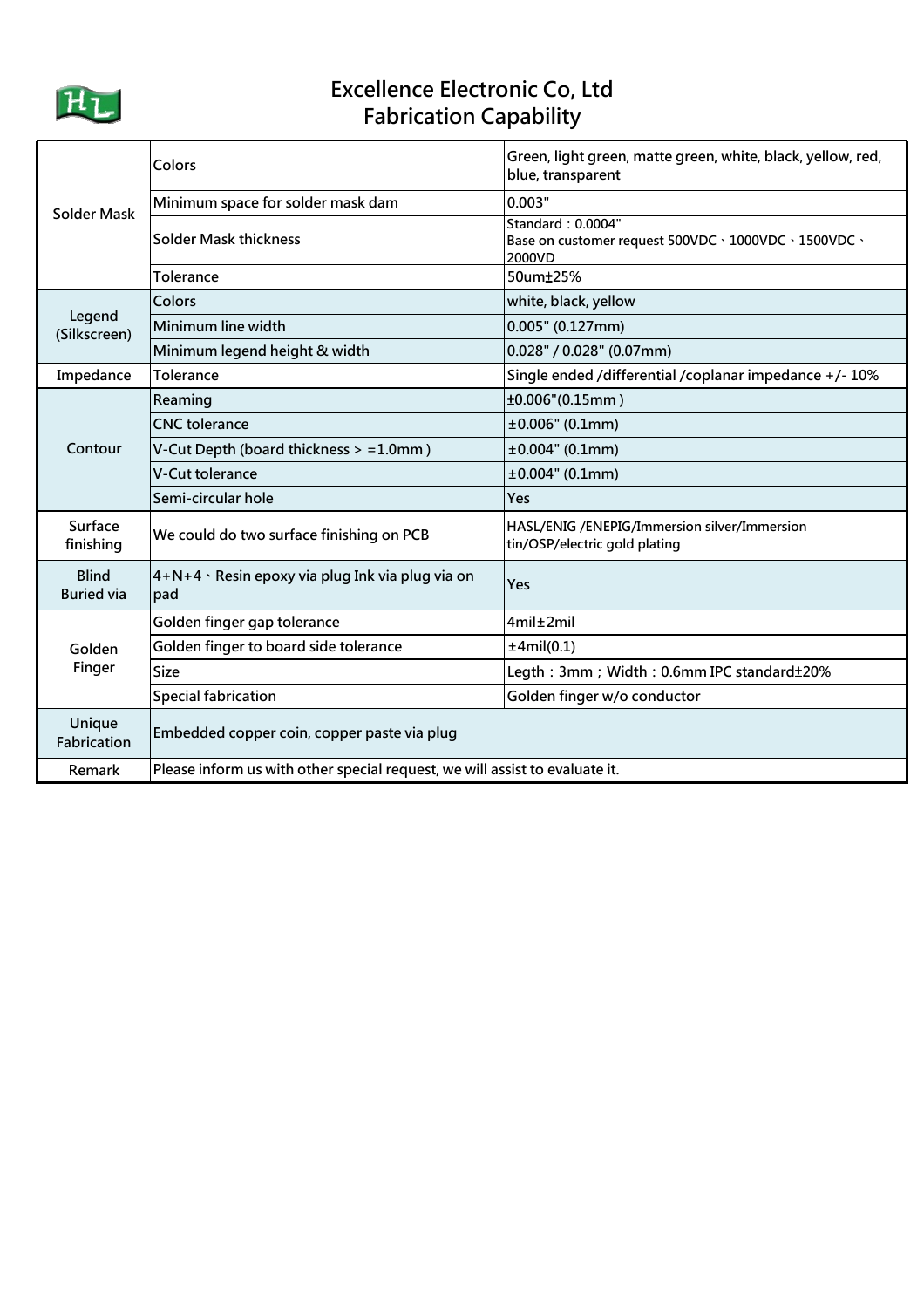# Excellence Electronic Co, Ltd
# Fabrication Capability

| | | |
|---|---|---|
| Solder Mask | Colors | Green, light green, matte green, white, black, yellow, red, blue, transparent |
| | Minimum space for solder mask dam | 0.003" |
| | Solder Mask thickness | Standard：0.0004"<br>Base on customer request 500VDC、1000VDC、1500VDC、2000VD |
| | Tolerance | 50um±25% |
| Legend (Silkscreen) | Colors | white, black, yellow |
| | Minimum line width | 0.005" (0.127mm) |
| | Minimum legend height & width | 0.028" / 0.028" (0.07mm) |
| Impedance | Tolerance | Single ended /differential /coplanar impedance +/- 10% |
| Contour | Reaming | ±0.006"(0.15mm ) |
| | CNC tolerance | ±0.006" (0.1mm) |
| | V-Cut Depth (board thickness > =1.0mm ) | ±0.004" (0.1mm) |
| | V-Cut tolerance | ±0.004" (0.1mm) |
| | Semi-circular hole | Yes |
| Surface finishing | We could do two surface finishing on PCB | HASL/ENIG /ENEPIG/Immersion silver/Immersion tin/OSP/electric gold plating |
| Blind Buried via | 4+N+4、Resin epoxy via plug Ink via plug via on pad | Yes |
| Golden Finger | Golden finger gap tolerance | 4mil±2mil |
| | Golden finger to board side tolerance | ±4mil(0.1) |
| | Size | Legth：3mm；Width：0.6mm IPC standard±20% |
| | Special fabrication | Golden finger w/o conductor |
| Unique Fabrication | Embedded copper coin, copper paste via plug | |
| Remark | Please inform us with other special request, we will assist to evaluate it. | |